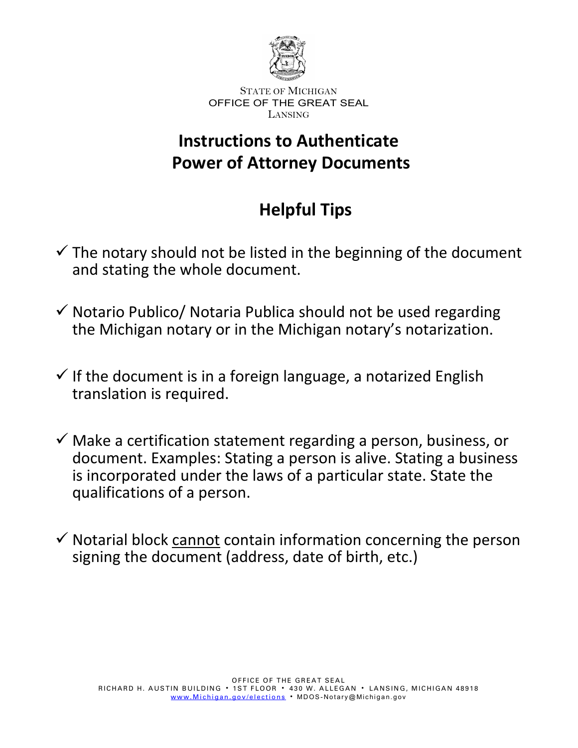STATE OF MICHIGAN
OFFICE OF THE GREAT SEAL
LANSING

# Instructions to Authenticate Power of Attorney Documents

## Helpful Tips

- ✓ The notary should not be listed in the beginning of the document and stating the whole document.
- ✓ Notario Publico/ Notaria Publica should not be used regarding the Michigan notary or in the Michigan notary's notarization.
- ✓ If the document is in a foreign language, a notarized English translation is required.
- ✓ Make a certification statement regarding a person, business, or document. Examples: Stating a person is alive. Stating a business is incorporated under the laws of a particular state. State the qualifications of a person.
- ✓ Notarial block <u>cannot</u> contain information concerning the person signing the document (address, date of birth, etc.)

OFFICE OF THE GREAT SEAL
RICHARD H. AUSTIN BUILDING • 1ST FLOOR • 430 W. ALLEGAN • LANSING, MICHIGAN 48918
www.Michigan.gov/elections • MDOS-Notary@Michigan.gov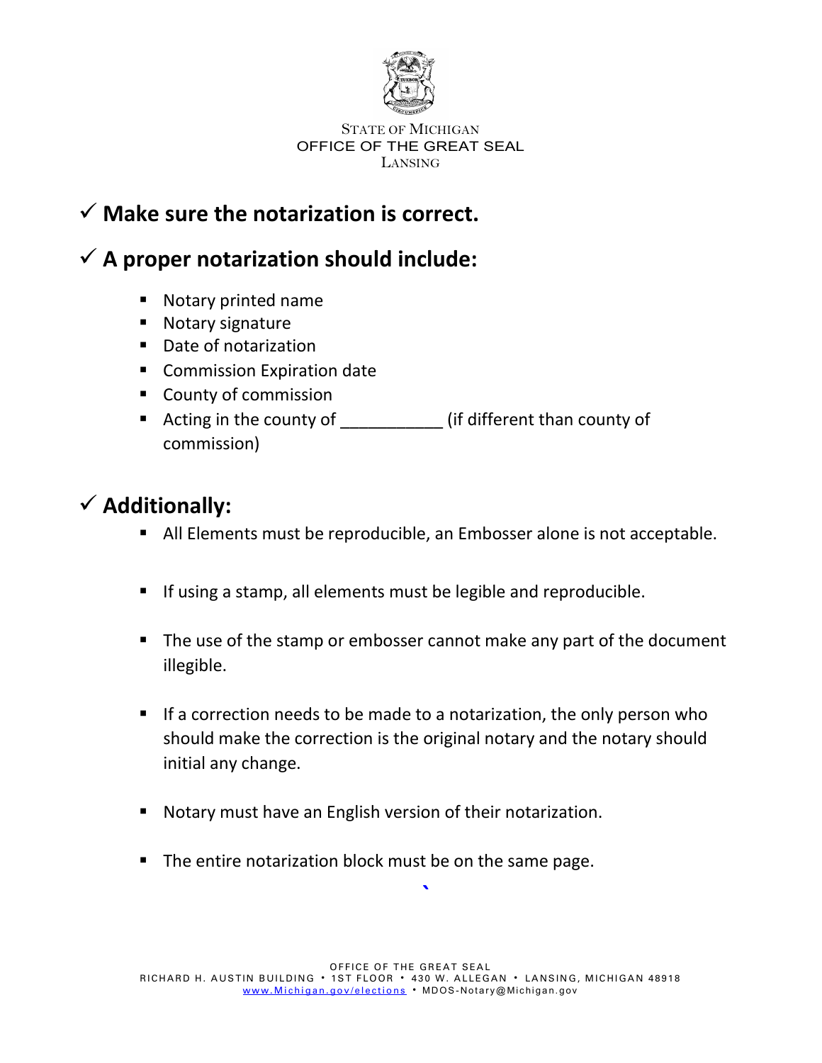STATE OF MICHIGAN
OFFICE OF THE GREAT SEAL
LANSING

## ✓ Make sure the notarization is correct.

## ✓ A proper notarization should include:

- Notary printed name
- Notary signature
- Date of notarization
- Commission Expiration date
- County of commission
- Acting in the county of ___________ (if different than county of commission)

## ✓ Additionally:

- All Elements must be reproducible, an Embosser alone is not acceptable.
- If using a stamp, all elements must be legible and reproducible.
- The use of the stamp or embosser cannot make any part of the document illegible.
- If a correction needs to be made to a notarization, the only person who should make the correction is the original notary and the notary should initial any change.
- Notary must have an English version of their notarization.
- The entire notarization block must be on the same page.

OFFICE OF THE GREAT SEAL
RICHARD H. AUSTIN BUILDING • 1ST FLOOR • 430 W. ALLEGAN • LANSING, MICHIGAN 48918
www.Michigan.gov/elections • MDOS-Notary@Michigan.gov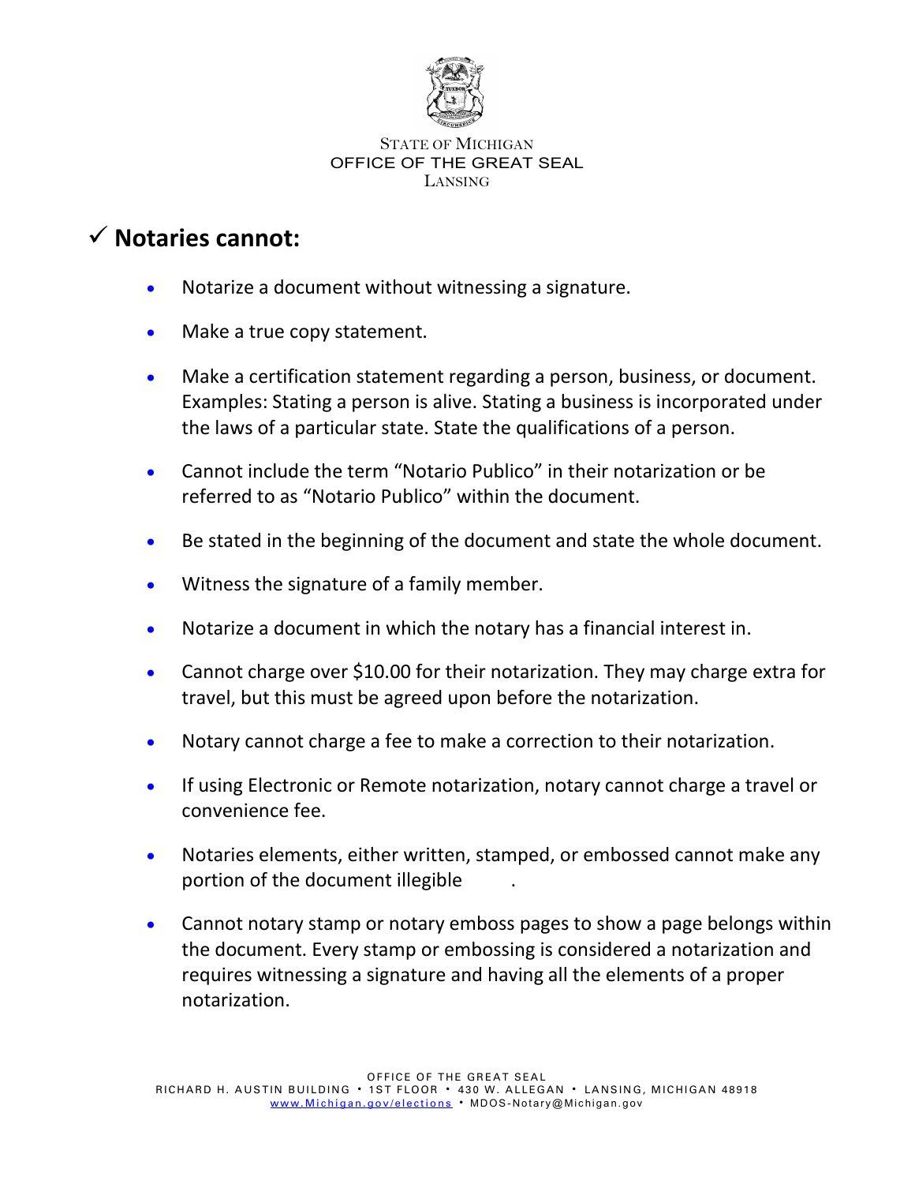STATE OF MICHIGAN
OFFICE OF THE GREAT SEAL
LANSING

## ✓ Notaries cannot:

- Notarize a document without witnessing a signature.
- Make a true copy statement.
- Make a certification statement regarding a person, business, or document. Examples: Stating a person is alive. Stating a business is incorporated under the laws of a particular state. State the qualifications of a person.
- Cannot include the term "Notario Publico" in their notarization or be referred to as "Notario Publico" within the document.
- Be stated in the beginning of the document and state the whole document.
- Witness the signature of a family member.
- Notarize a document in which the notary has a financial interest in.
- Cannot charge over $10.00 for their notarization. They may charge extra for travel, but this must be agreed upon before the notarization.
- Notary cannot charge a fee to make a correction to their notarization.
- If using Electronic or Remote notarization, notary cannot charge a travel or convenience fee.
- Notaries elements, either written, stamped, or embossed cannot make any portion of the document illegible .
- Cannot notary stamp or notary emboss pages to show a page belongs within the document. Every stamp or embossing is considered a notarization and requires witnessing a signature and having all the elements of a proper notarization.

OFFICE OF THE GREAT SEAL
RICHARD H. AUSTIN BUILDING • 1ST FLOOR • 430 W. ALLEGAN • LANSING, MICHIGAN 48918
www.Michigan.gov/elections • MDOS-Notary@Michigan.gov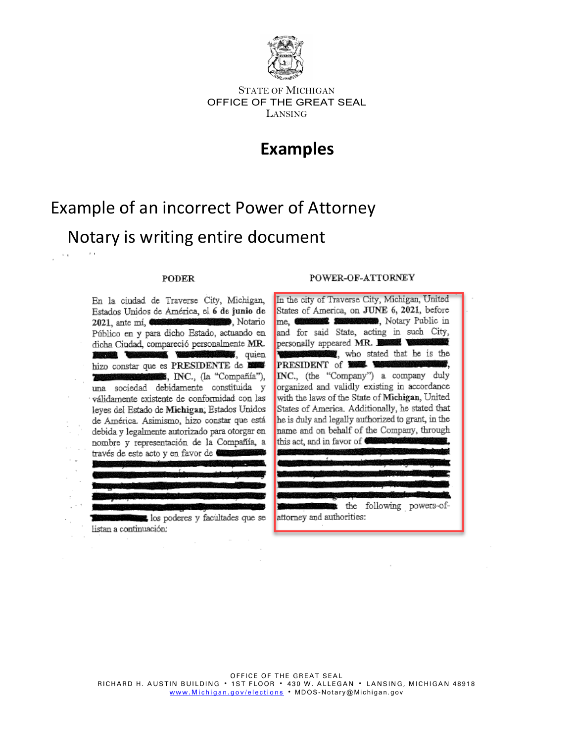STATE OF MICHIGAN
OFFICE OF THE GREAT SEAL
LANSING

# Examples

## Example of an incorrect Power of Attorney

### Notary is writing entire document

**PODER**

En la ciudad de Traverse City, Michigan, Estados Unidos de América, el **6 de junio de 2021**, ante mí, ████████, Notario Público en y para dicho Estado, actuando en dicha Ciudad, compareció personalmente **MR.** ████ ████ ████, quien hizo constar que es **PRESIDENTE** de ████ ████, INC., (la "Compañía"), una sociedad debidamente constituida y válidamente existente de conformidad con las leyes del Estado de **Michigan**, Estados Unidos de América. Asimismo, hizo constar que está debida y legalmente autorizado para otorgar en nombre y representación de la Compañía, a través de este acto y en favor de ████████ los poderes y facultades que se listan a continuación:

**POWER-OF-ATTORNEY**

In the city of Traverse City, Michigan, United States of America, on **JUNE 6, 2021**, before me, ████ ████, Notary Public in and for said State, acting in such City, personally appeared **MR.** ████ ████ ████, who stated that he is the **PRESIDENT** of ████ ████, INC., (the "Company") a company duly organized and validly existing in accordance with the laws of the State of **Michigan**, United States of America. Additionally, he stated that he is duly and legally authorized to grant, in the name and on behalf of the Company, through this act, and in favor of ████████ the following powers-of-attorney and authorities:

OFFICE OF THE GREAT SEAL
RICHARD H. AUSTIN BUILDING • 1ST FLOOR • 430 W. ALLEGAN • LANSING, MICHIGAN 48918
www.Michigan.gov/elections • MDOS-Notary@Michigan.gov